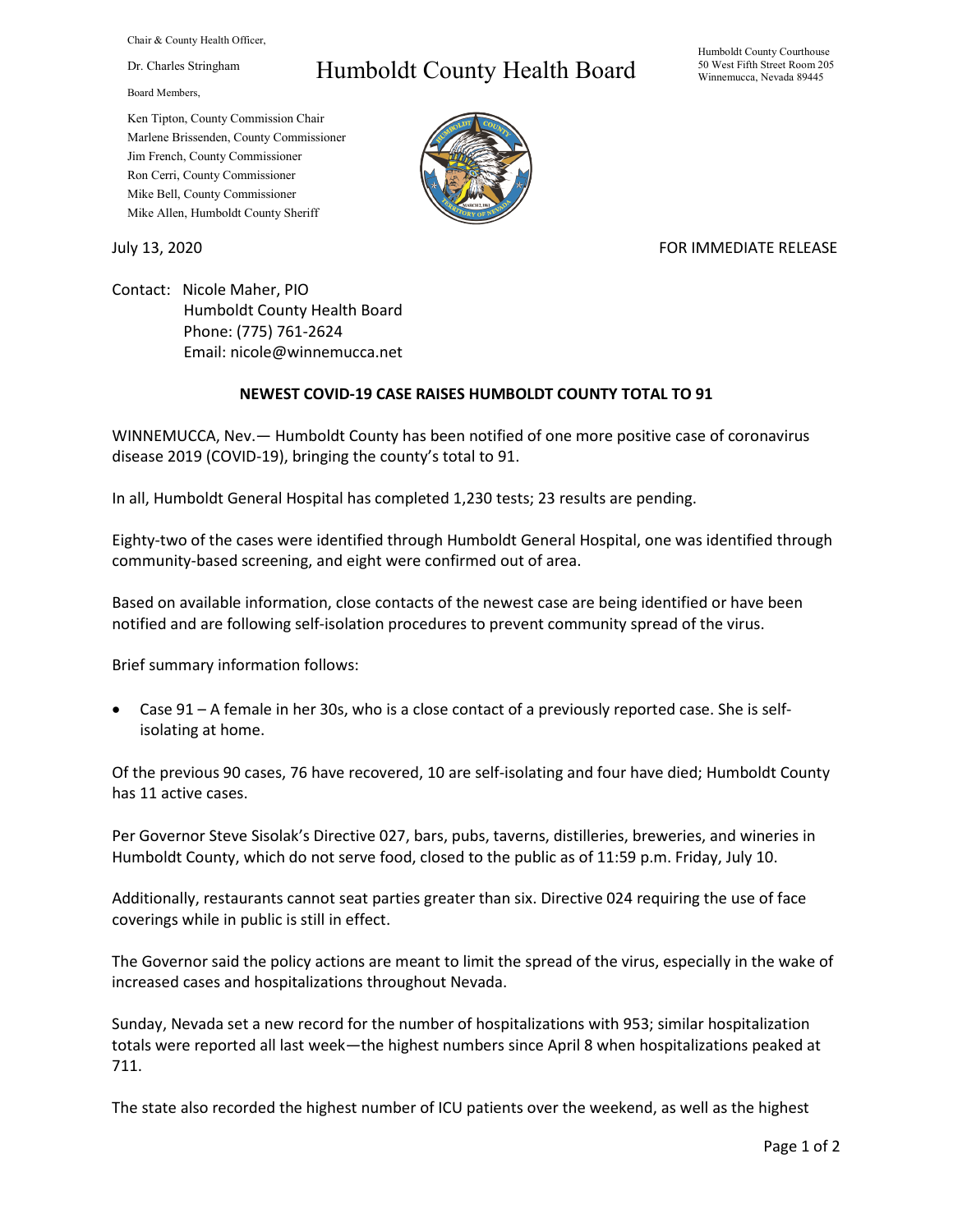Chair & County Health Officer,

Dr. Charles Stringham

# Humboldt County Health Board

Board Members,

Ken Tipton, County Commission Chair
Marlene Brissenden, County Commissioner
Jim French, County Commissioner
Ron Cerri, County Commissioner
Mike Bell, County Commissioner
Mike Allen, Humboldt County Sheriff

Humboldt County Courthouse
50 West Fifth Street Room 205
Winnemucca, Nevada 89445

July 13, 2020

FOR IMMEDIATE RELEASE

Contact: Nicole Maher, PIO
Humboldt County Health Board
Phone: (775) 761-2624
Email: nicole@winnemucca.net

**NEWEST COVID-19 CASE RAISES HUMBOLDT COUNTY TOTAL TO 91**

WINNEMUCCA, Nev.— Humboldt County has been notified of one more positive case of coronavirus disease 2019 (COVID-19), bringing the county's total to 91.

In all, Humboldt General Hospital has completed 1,230 tests; 23 results are pending.

Eighty-two of the cases were identified through Humboldt General Hospital, one was identified through community-based screening, and eight were confirmed out of area.

Based on available information, close contacts of the newest case are being identified or have been notified and are following self-isolation procedures to prevent community spread of the virus.

Brief summary information follows:

- Case 91 – A female in her 30s, who is a close contact of a previously reported case. She is self-isolating at home.

Of the previous 90 cases, 76 have recovered, 10 are self-isolating and four have died; Humboldt County has 11 active cases.

Per Governor Steve Sisolak's Directive 027, bars, pubs, taverns, distilleries, breweries, and wineries in Humboldt County, which do not serve food, closed to the public as of 11:59 p.m. Friday, July 10.

Additionally, restaurants cannot seat parties greater than six. Directive 024 requiring the use of face coverings while in public is still in effect.

The Governor said the policy actions are meant to limit the spread of the virus, especially in the wake of increased cases and hospitalizations throughout Nevada.

Sunday, Nevada set a new record for the number of hospitalizations with 953; similar hospitalization totals were reported all last week—the highest numbers since April 8 when hospitalizations peaked at 711.

The state also recorded the highest number of ICU patients over the weekend, as well as the highest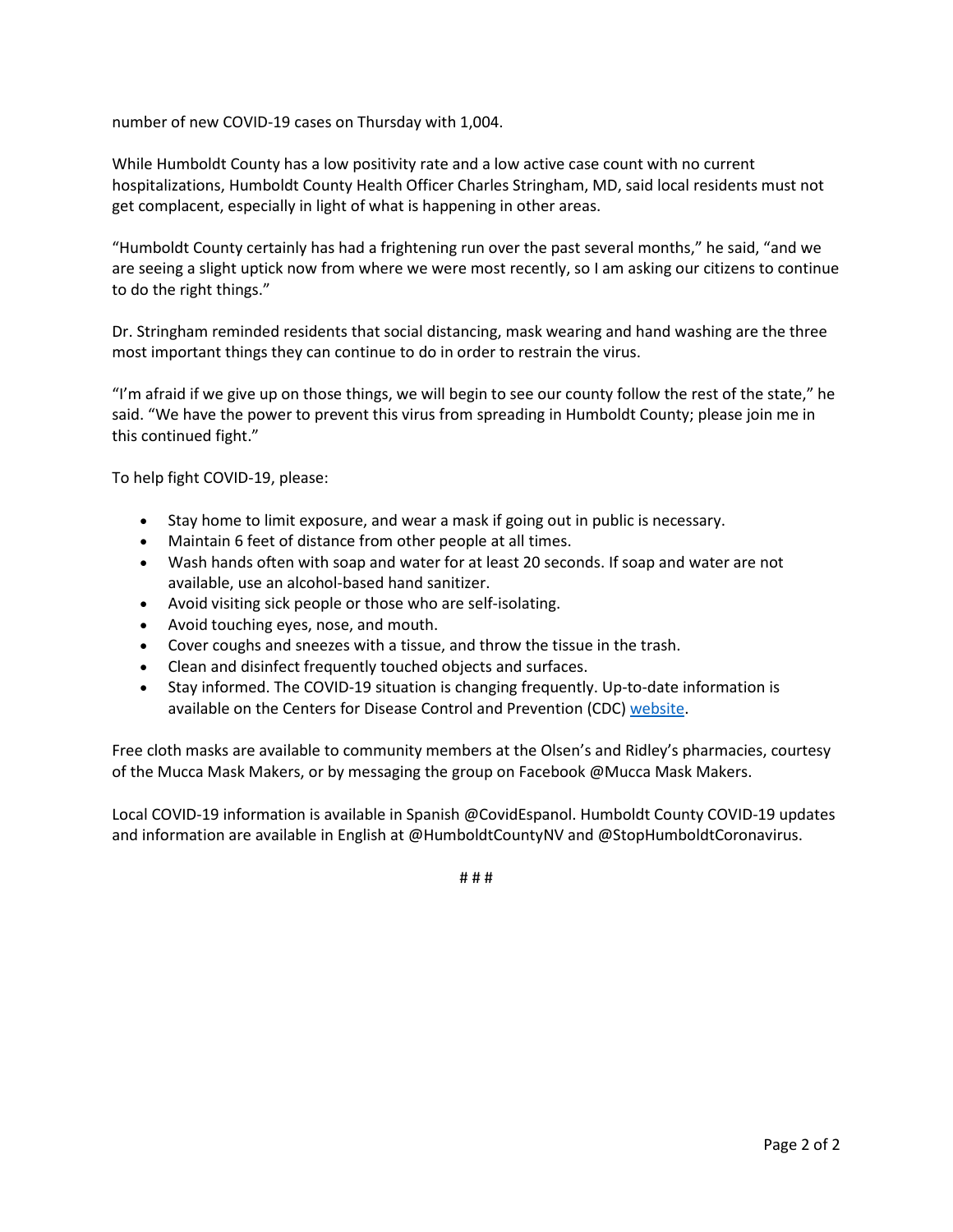number of new COVID-19 cases on Thursday with 1,004.

While Humboldt County has a low positivity rate and a low active case count with no current hospitalizations, Humboldt County Health Officer Charles Stringham, MD, said local residents must not get complacent, especially in light of what is happening in other areas.

“Humboldt County certainly has had a frightening run over the past several months,” he said, “and we are seeing a slight uptick now from where we were most recently, so I am asking our citizens to continue to do the right things.”

Dr. Stringham reminded residents that social distancing, mask wearing and hand washing are the three most important things they can continue to do in order to restrain the virus.

“I’m afraid if we give up on those things, we will begin to see our county follow the rest of the state,” he said. “We have the power to prevent this virus from spreading in Humboldt County; please join me in this continued fight.”

To help fight COVID-19, please:

- Stay home to limit exposure, and wear a mask if going out in public is necessary.
- Maintain 6 feet of distance from other people at all times.
- Wash hands often with soap and water for at least 20 seconds. If soap and water are not available, use an alcohol-based hand sanitizer.
- Avoid visiting sick people or those who are self-isolating.
- Avoid touching eyes, nose, and mouth.
- Cover coughs and sneezes with a tissue, and throw the tissue in the trash.
- Clean and disinfect frequently touched objects and surfaces.
- Stay informed. The COVID-19 situation is changing frequently. Up-to-date information is available on the Centers for Disease Control and Prevention (CDC) website.

Free cloth masks are available to community members at the Olsen’s and Ridley’s pharmacies, courtesy of the Mucca Mask Makers, or by messaging the group on Facebook @Mucca Mask Makers.

Local COVID-19 information is available in Spanish @CovidEspanol. Humboldt County COVID-19 updates and information are available in English at @HumboldtCountyNV and @StopHumboldtCoronavirus.

# # #